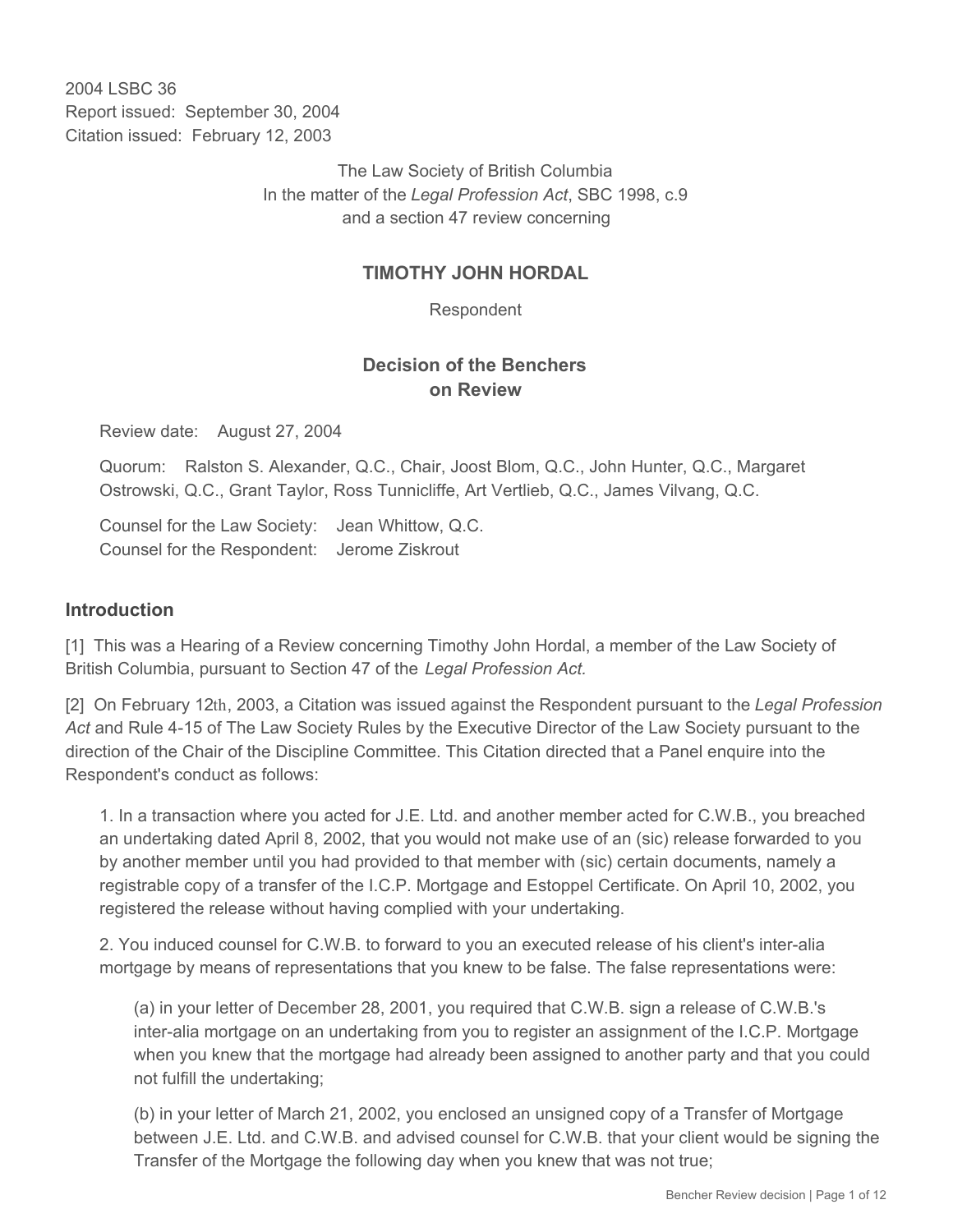2004 LSBC 36
Report issued: September 30, 2004
Citation issued: February 12, 2003

The Law Society of British Columbia
In the matter of the *Legal Profession Act*, SBC 1998, c.9
and a section 47 review concerning

**TIMOTHY JOHN HORDAL**

Respondent

**Decision of the Benchers on Review**

Review date: August 27, 2004

Quorum: Ralston S. Alexander, Q.C., Chair, Joost Blom, Q.C., John Hunter, Q.C., Margaret Ostrowski, Q.C., Grant Taylor, Ross Tunnicliffe, Art Vertlieb, Q.C., James Vilvang, Q.C.

Counsel for the Law Society: Jean Whittow, Q.C.
Counsel for the Respondent: Jerome Ziskrout

## Introduction

[1] This was a Hearing of a Review concerning Timothy John Hordal, a member of the Law Society of British Columbia, pursuant to Section 47 of the *Legal Profession Act.*

[2] On February 12th, 2003, a Citation was issued against the Respondent pursuant to the *Legal Profession Act* and Rule 4-15 of The Law Society Rules by the Executive Director of the Law Society pursuant to the direction of the Chair of the Discipline Committee. This Citation directed that a Panel enquire into the Respondent's conduct as follows:

> 1. In a transaction where you acted for J.E. Ltd. and another member acted for C.W.B., you breached an undertaking dated April 8, 2002, that you would not make use of an (sic) release forwarded to you by another member until you had provided to that member with (sic) certain documents, namely a registrable copy of a transfer of the I.C.P. Mortgage and Estoppel Certificate. On April 10, 2002, you registered the release without having complied with your undertaking.
>
> 2. You induced counsel for C.W.B. to forward to you an executed release of his client's inter-alia mortgage by means of representations that you knew to be false. The false representations were:
>
> > (a) in your letter of December 28, 2001, you required that C.W.B. sign a release of C.W.B.'s inter-alia mortgage on an undertaking from you to register an assignment of the I.C.P. Mortgage when you knew that the mortgage had already been assigned to another party and that you could not fulfill the undertaking;
> >
> > (b) in your letter of March 21, 2002, you enclosed an unsigned copy of a Transfer of Mortgage between J.E. Ltd. and C.W.B. and advised counsel for C.W.B. that your client would be signing the Transfer of the Mortgage the following day when you knew that was not true;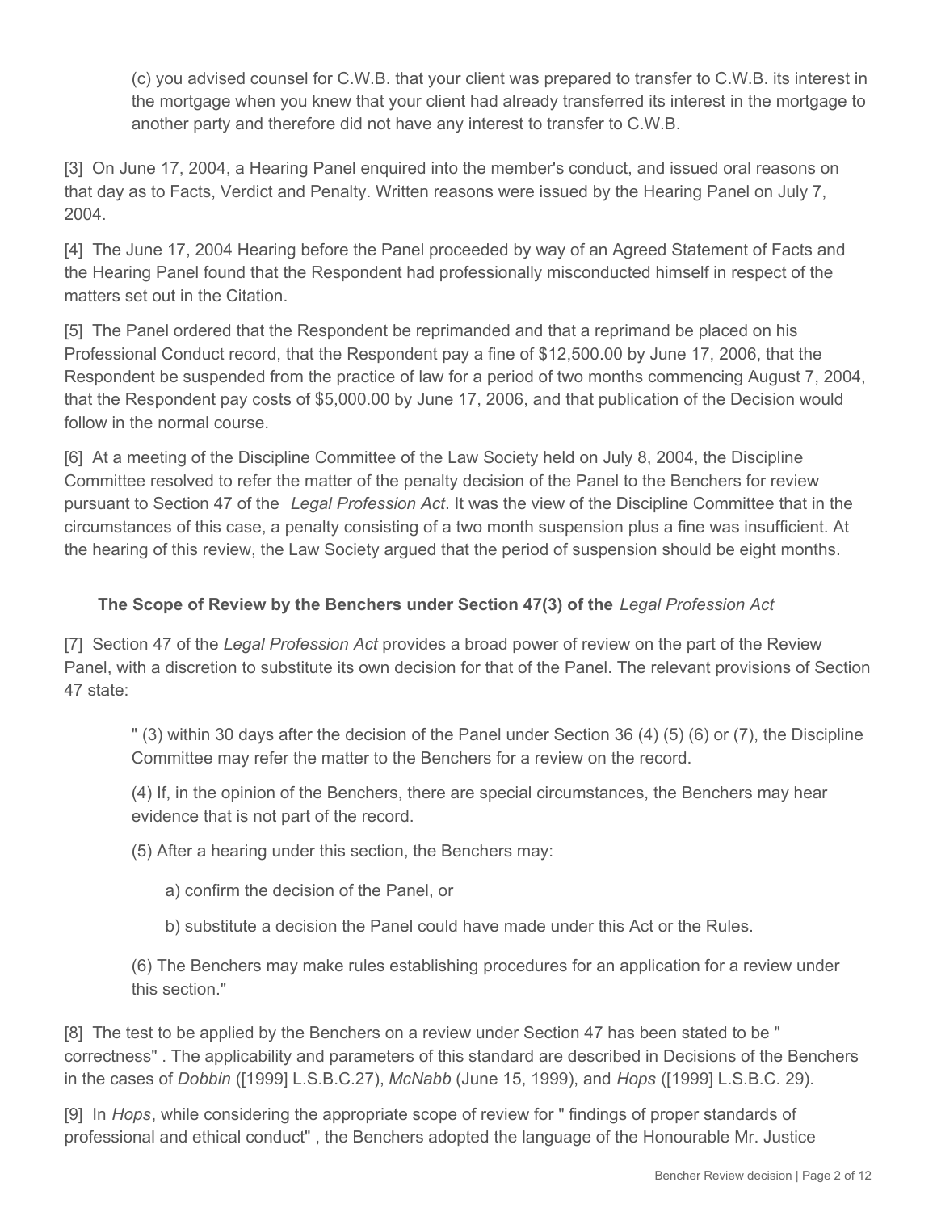(c) you advised counsel for C.W.B. that your client was prepared to transfer to C.W.B. its interest in the mortgage when you knew that your client had already transferred its interest in the mortgage to another party and therefore did not have any interest to transfer to C.W.B.

[3] On June 17, 2004, a Hearing Panel enquired into the member's conduct, and issued oral reasons on that day as to Facts, Verdict and Penalty. Written reasons were issued by the Hearing Panel on July 7, 2004.

[4] The June 17, 2004 Hearing before the Panel proceeded by way of an Agreed Statement of Facts and the Hearing Panel found that the Respondent had professionally misconducted himself in respect of the matters set out in the Citation.

[5] The Panel ordered that the Respondent be reprimanded and that a reprimand be placed on his Professional Conduct record, that the Respondent pay a fine of $12,500.00 by June 17, 2006, that the Respondent be suspended from the practice of law for a period of two months commencing August 7, 2004, that the Respondent pay costs of $5,000.00 by June 17, 2006, and that publication of the Decision would follow in the normal course.

[6] At a meeting of the Discipline Committee of the Law Society held on July 8, 2004, the Discipline Committee resolved to refer the matter of the penalty decision of the Panel to the Benchers for review pursuant to Section 47 of the *Legal Profession Act*. It was the view of the Discipline Committee that in the circumstances of this case, a penalty consisting of a two month suspension plus a fine was insufficient. At the hearing of this review, the Law Society argued that the period of suspension should be eight months.

### The Scope of Review by the Benchers under Section 47(3) of the *Legal Profession Act*

[7] Section 47 of the *Legal Profession Act* provides a broad power of review on the part of the Review Panel, with a discretion to substitute its own decision for that of the Panel. The relevant provisions of Section 47 state:

> " (3) within 30 days after the decision of the Panel under Section 36 (4) (5) (6) or (7), the Discipline Committee may refer the matter to the Benchers for a review on the record.
>
> (4) If, in the opinion of the Benchers, there are special circumstances, the Benchers may hear evidence that is not part of the record.
>
> (5) After a hearing under this section, the Benchers may:
>
> a) confirm the decision of the Panel, or
>
> b) substitute a decision the Panel could have made under this Act or the Rules.
>
> (6) The Benchers may make rules establishing procedures for an application for a review under this section."

[8] The test to be applied by the Benchers on a review under Section 47 has been stated to be " correctness" . The applicability and parameters of this standard are described in Decisions of the Benchers in the cases of *Dobbin* ([1999] L.S.B.C.27), *McNabb* (June 15, 1999), and *Hops* ([1999] L.S.B.C. 29).

[9] In *Hops*, while considering the appropriate scope of review for " findings of proper standards of professional and ethical conduct" , the Benchers adopted the language of the Honourable Mr. Justice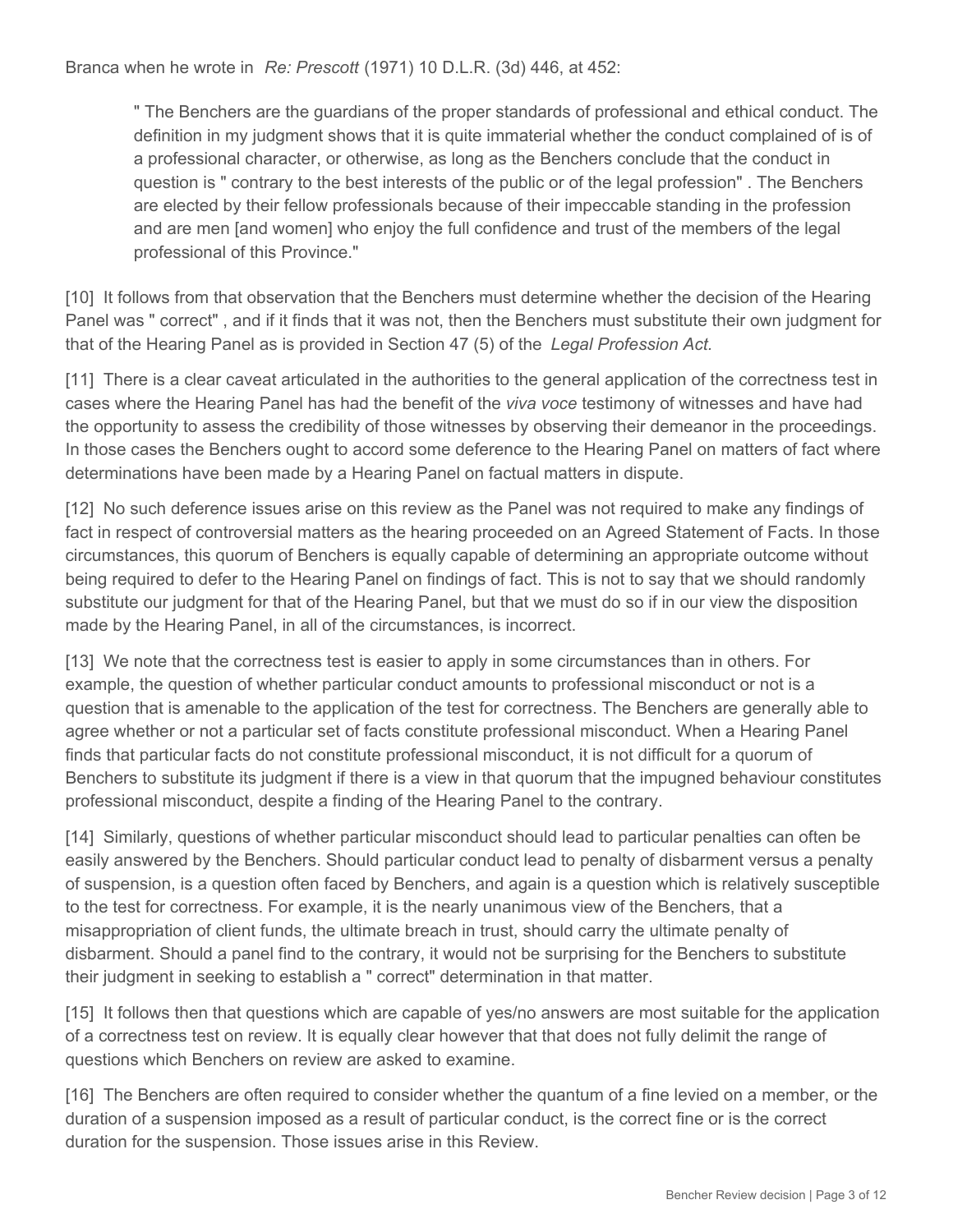Branca when he wrote in *Re: Prescott* (1971) 10 D.L.R. (3d) 446, at 452:

> " The Benchers are the guardians of the proper standards of professional and ethical conduct. The definition in my judgment shows that it is quite immaterial whether the conduct complained of is of a professional character, or otherwise, as long as the Benchers conclude that the conduct in question is " contrary to the best interests of the public or of the legal profession" . The Benchers are elected by their fellow professionals because of their impeccable standing in the profession and are men [and women] who enjoy the full confidence and trust of the members of the legal professional of this Province."

[10] It follows from that observation that the Benchers must determine whether the decision of the Hearing Panel was " correct" , and if it finds that it was not, then the Benchers must substitute their own judgment for that of the Hearing Panel as is provided in Section 47 (5) of the *Legal Profession Act.*

[11] There is a clear caveat articulated in the authorities to the general application of the correctness test in cases where the Hearing Panel has had the benefit of the *viva voce* testimony of witnesses and have had the opportunity to assess the credibility of those witnesses by observing their demeanor in the proceedings. In those cases the Benchers ought to accord some deference to the Hearing Panel on matters of fact where determinations have been made by a Hearing Panel on factual matters in dispute.

[12] No such deference issues arise on this review as the Panel was not required to make any findings of fact in respect of controversial matters as the hearing proceeded on an Agreed Statement of Facts. In those circumstances, this quorum of Benchers is equally capable of determining an appropriate outcome without being required to defer to the Hearing Panel on findings of fact. This is not to say that we should randomly substitute our judgment for that of the Hearing Panel, but that we must do so if in our view the disposition made by the Hearing Panel, in all of the circumstances, is incorrect.

[13] We note that the correctness test is easier to apply in some circumstances than in others. For example, the question of whether particular conduct amounts to professional misconduct or not is a question that is amenable to the application of the test for correctness. The Benchers are generally able to agree whether or not a particular set of facts constitute professional misconduct. When a Hearing Panel finds that particular facts do not constitute professional misconduct, it is not difficult for a quorum of Benchers to substitute its judgment if there is a view in that quorum that the impugned behaviour constitutes professional misconduct, despite a finding of the Hearing Panel to the contrary.

[14] Similarly, questions of whether particular misconduct should lead to particular penalties can often be easily answered by the Benchers. Should particular conduct lead to penalty of disbarment versus a penalty of suspension, is a question often faced by Benchers, and again is a question which is relatively susceptible to the test for correctness. For example, it is the nearly unanimous view of the Benchers, that a misappropriation of client funds, the ultimate breach in trust, should carry the ultimate penalty of disbarment. Should a panel find to the contrary, it would not be surprising for the Benchers to substitute their judgment in seeking to establish a " correct" determination in that matter.

[15] It follows then that questions which are capable of yes/no answers are most suitable for the application of a correctness test on review. It is equally clear however that that does not fully delimit the range of questions which Benchers on review are asked to examine.

[16] The Benchers are often required to consider whether the quantum of a fine levied on a member, or the duration of a suspension imposed as a result of particular conduct, is the correct fine or is the correct duration for the suspension. Those issues arise in this Review.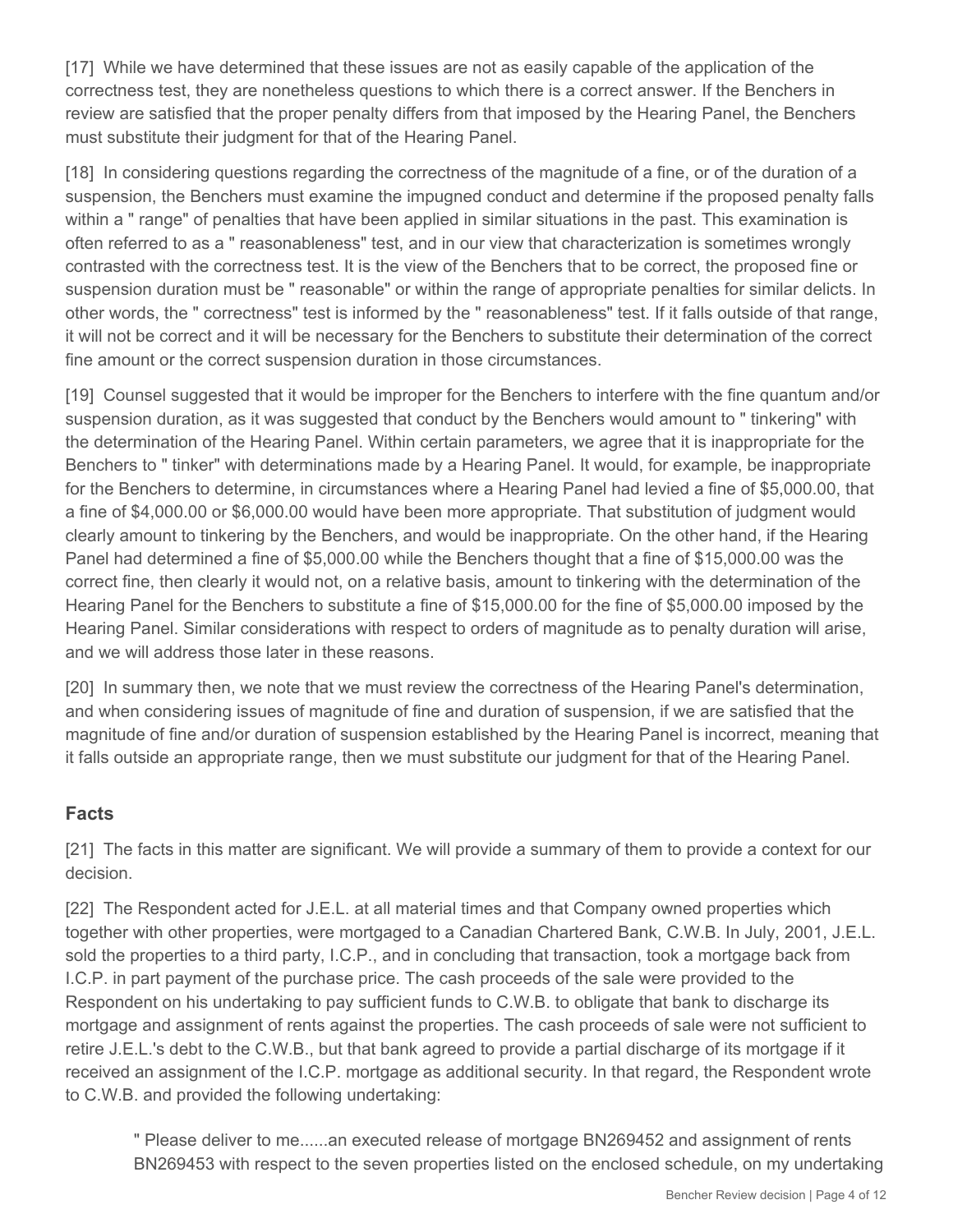[17] While we have determined that these issues are not as easily capable of the application of the correctness test, they are nonetheless questions to which there is a correct answer. If the Benchers in review are satisfied that the proper penalty differs from that imposed by the Hearing Panel, the Benchers must substitute their judgment for that of the Hearing Panel.

[18] In considering questions regarding the correctness of the magnitude of a fine, or of the duration of a suspension, the Benchers must examine the impugned conduct and determine if the proposed penalty falls within a " range" of penalties that have been applied in similar situations in the past. This examination is often referred to as a " reasonableness" test, and in our view that characterization is sometimes wrongly contrasted with the correctness test. It is the view of the Benchers that to be correct, the proposed fine or suspension duration must be " reasonable" or within the range of appropriate penalties for similar delicts. In other words, the " correctness" test is informed by the " reasonableness" test. If it falls outside of that range, it will not be correct and it will be necessary for the Benchers to substitute their determination of the correct fine amount or the correct suspension duration in those circumstances.

[19] Counsel suggested that it would be improper for the Benchers to interfere with the fine quantum and/or suspension duration, as it was suggested that conduct by the Benchers would amount to " tinkering" with the determination of the Hearing Panel. Within certain parameters, we agree that it is inappropriate for the Benchers to " tinker" with determinations made by a Hearing Panel. It would, for example, be inappropriate for the Benchers to determine, in circumstances where a Hearing Panel had levied a fine of $5,000.00, that a fine of $4,000.00 or $6,000.00 would have been more appropriate. That substitution of judgment would clearly amount to tinkering by the Benchers, and would be inappropriate. On the other hand, if the Hearing Panel had determined a fine of $5,000.00 while the Benchers thought that a fine of $15,000.00 was the correct fine, then clearly it would not, on a relative basis, amount to tinkering with the determination of the Hearing Panel for the Benchers to substitute a fine of $15,000.00 for the fine of $5,000.00 imposed by the Hearing Panel. Similar considerations with respect to orders of magnitude as to penalty duration will arise, and we will address those later in these reasons.

[20] In summary then, we note that we must review the correctness of the Hearing Panel's determination, and when considering issues of magnitude of fine and duration of suspension, if we are satisfied that the magnitude of fine and/or duration of suspension established by the Hearing Panel is incorrect, meaning that it falls outside an appropriate range, then we must substitute our judgment for that of the Hearing Panel.

## Facts

[21] The facts in this matter are significant. We will provide a summary of them to provide a context for our decision.

[22] The Respondent acted for J.E.L. at all material times and that Company owned properties which together with other properties, were mortgaged to a Canadian Chartered Bank, C.W.B. In July, 2001, J.E.L. sold the properties to a third party, I.C.P., and in concluding that transaction, took a mortgage back from I.C.P. in part payment of the purchase price. The cash proceeds of the sale were provided to the Respondent on his undertaking to pay sufficient funds to C.W.B. to obligate that bank to discharge its mortgage and assignment of rents against the properties. The cash proceeds of sale were not sufficient to retire J.E.L.'s debt to the C.W.B., but that bank agreed to provide a partial discharge of its mortgage if it received an assignment of the I.C.P. mortgage as additional security. In that regard, the Respondent wrote to C.W.B. and provided the following undertaking:

> " Please deliver to me......an executed release of mortgage BN269452 and assignment of rents BN269453 with respect to the seven properties listed on the enclosed schedule, on my undertaking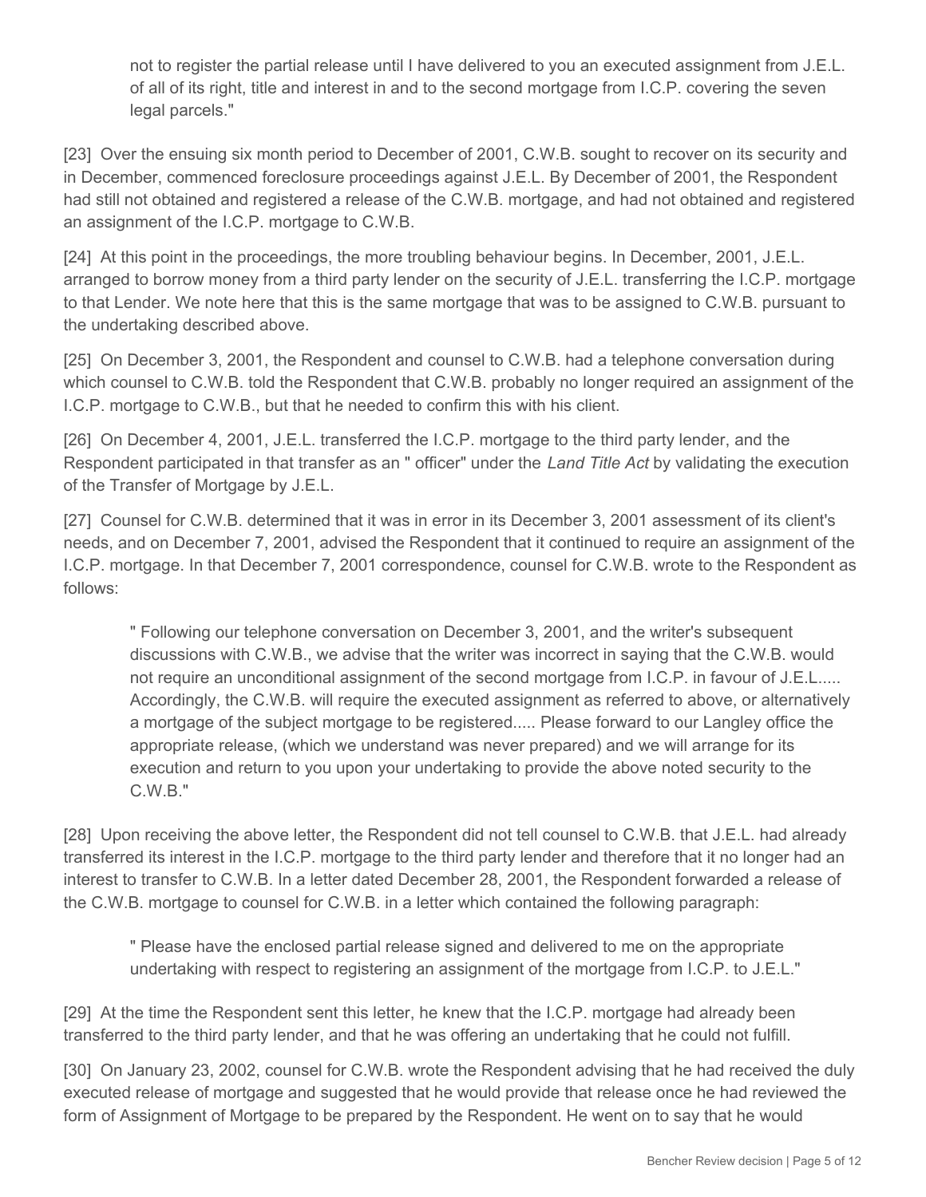> not to register the partial release until I have delivered to you an executed assignment from J.E.L. of all of its right, title and interest in and to the second mortgage from I.C.P. covering the seven legal parcels."

[23] Over the ensuing six month period to December of 2001, C.W.B. sought to recover on its security and in December, commenced foreclosure proceedings against J.E.L. By December of 2001, the Respondent had still not obtained and registered a release of the C.W.B. mortgage, and had not obtained and registered an assignment of the I.C.P. mortgage to C.W.B.

[24] At this point in the proceedings, the more troubling behaviour begins. In December, 2001, J.E.L. arranged to borrow money from a third party lender on the security of J.E.L. transferring the I.C.P. mortgage to that Lender. We note here that this is the same mortgage that was to be assigned to C.W.B. pursuant to the undertaking described above.

[25] On December 3, 2001, the Respondent and counsel to C.W.B. had a telephone conversation during which counsel to C.W.B. told the Respondent that C.W.B. probably no longer required an assignment of the I.C.P. mortgage to C.W.B., but that he needed to confirm this with his client.

[26] On December 4, 2001, J.E.L. transferred the I.C.P. mortgage to the third party lender, and the Respondent participated in that transfer as an " officer" under the *Land Title Act* by validating the execution of the Transfer of Mortgage by J.E.L.

[27] Counsel for C.W.B. determined that it was in error in its December 3, 2001 assessment of its client's needs, and on December 7, 2001, advised the Respondent that it continued to require an assignment of the I.C.P. mortgage. In that December 7, 2001 correspondence, counsel for C.W.B. wrote to the Respondent as follows:

> " Following our telephone conversation on December 3, 2001, and the writer's subsequent discussions with C.W.B., we advise that the writer was incorrect in saying that the C.W.B. would not require an unconditional assignment of the second mortgage from I.C.P. in favour of J.E.L..... Accordingly, the C.W.B. will require the executed assignment as referred to above, or alternatively a mortgage of the subject mortgage to be registered..... Please forward to our Langley office the appropriate release, (which we understand was never prepared) and we will arrange for its execution and return to you upon your undertaking to provide the above noted security to the C.W.B."

[28] Upon receiving the above letter, the Respondent did not tell counsel to C.W.B. that J.E.L. had already transferred its interest in the I.C.P. mortgage to the third party lender and therefore that it no longer had an interest to transfer to C.W.B. In a letter dated December 28, 2001, the Respondent forwarded a release of the C.W.B. mortgage to counsel for C.W.B. in a letter which contained the following paragraph:

> " Please have the enclosed partial release signed and delivered to me on the appropriate undertaking with respect to registering an assignment of the mortgage from I.C.P. to J.E.L."

[29] At the time the Respondent sent this letter, he knew that the I.C.P. mortgage had already been transferred to the third party lender, and that he was offering an undertaking that he could not fulfill.

[30] On January 23, 2002, counsel for C.W.B. wrote the Respondent advising that he had received the duly executed release of mortgage and suggested that he would provide that release once he had reviewed the form of Assignment of Mortgage to be prepared by the Respondent. He went on to say that he would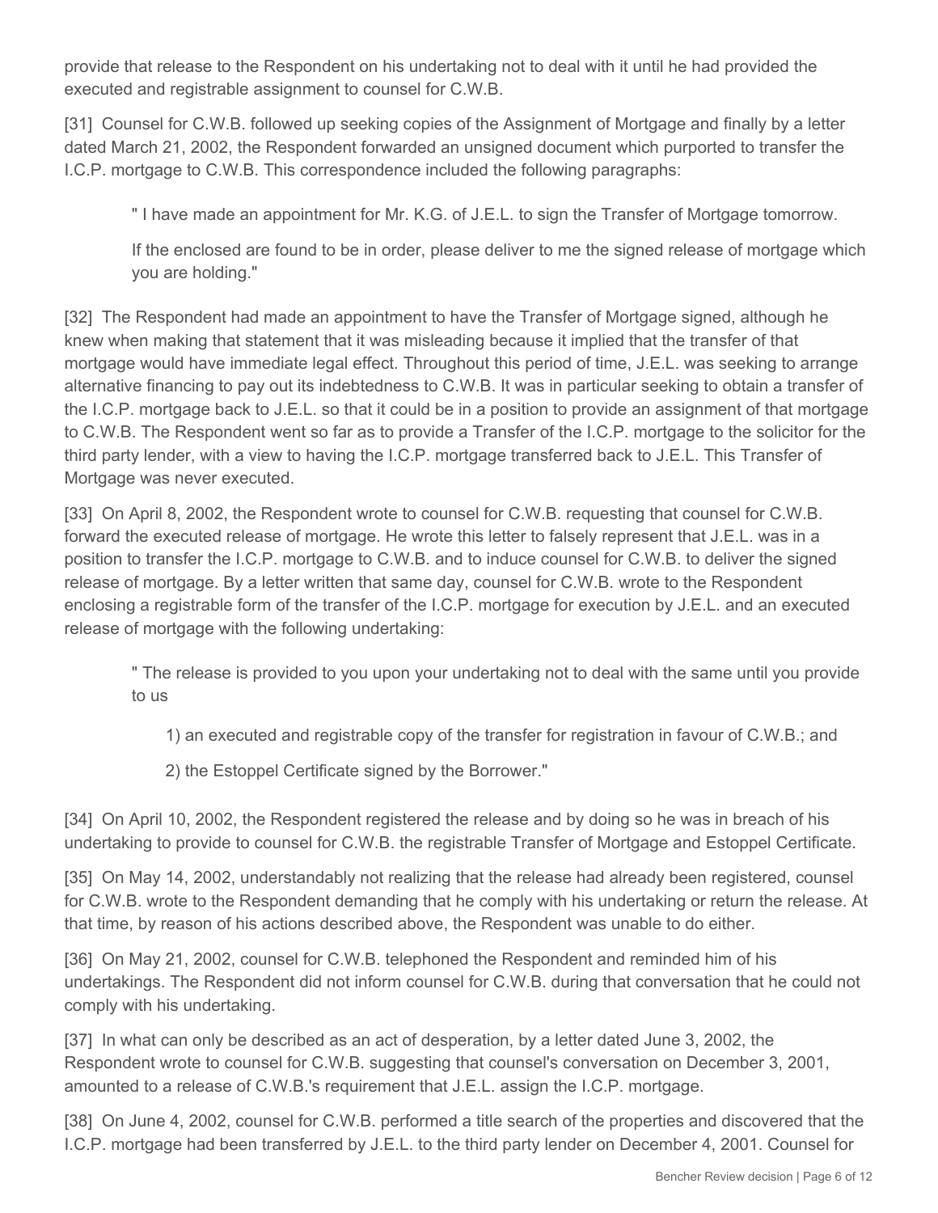provide that release to the Respondent on his undertaking not to deal with it until he had provided the executed and registrable assignment to counsel for C.W.B.

[31] Counsel for C.W.B. followed up seeking copies of the Assignment of Mortgage and finally by a letter dated March 21, 2002, the Respondent forwarded an unsigned document which purported to transfer the I.C.P. mortgage to C.W.B. This correspondence included the following paragraphs:

> " I have made an appointment for Mr. K.G. of J.E.L. to sign the Transfer of Mortgage tomorrow.
>
> If the enclosed are found to be in order, please deliver to me the signed release of mortgage which you are holding."

[32] The Respondent had made an appointment to have the Transfer of Mortgage signed, although he knew when making that statement that it was misleading because it implied that the transfer of that mortgage would have immediate legal effect. Throughout this period of time, J.E.L. was seeking to arrange alternative financing to pay out its indebtedness to C.W.B. It was in particular seeking to obtain a transfer of the I.C.P. mortgage back to J.E.L. so that it could be in a position to provide an assignment of that mortgage to C.W.B. The Respondent went so far as to provide a Transfer of the I.C.P. mortgage to the solicitor for the third party lender, with a view to having the I.C.P. mortgage transferred back to J.E.L. This Transfer of Mortgage was never executed.

[33] On April 8, 2002, the Respondent wrote to counsel for C.W.B. requesting that counsel for C.W.B. forward the executed release of mortgage. He wrote this letter to falsely represent that J.E.L. was in a position to transfer the I.C.P. mortgage to C.W.B. and to induce counsel for C.W.B. to deliver the signed release of mortgage. By a letter written that same day, counsel for C.W.B. wrote to the Respondent enclosing a registrable form of the transfer of the I.C.P. mortgage for execution by J.E.L. and an executed release of mortgage with the following undertaking:

> " The release is provided to you upon your undertaking not to deal with the same until you provide to us
>
> 1) an executed and registrable copy of the transfer for registration in favour of C.W.B.; and
>
> 2) the Estoppel Certificate signed by the Borrower."

[34] On April 10, 2002, the Respondent registered the release and by doing so he was in breach of his undertaking to provide to counsel for C.W.B. the registrable Transfer of Mortgage and Estoppel Certificate.

[35] On May 14, 2002, understandably not realizing that the release had already been registered, counsel for C.W.B. wrote to the Respondent demanding that he comply with his undertaking or return the release. At that time, by reason of his actions described above, the Respondent was unable to do either.

[36] On May 21, 2002, counsel for C.W.B. telephoned the Respondent and reminded him of his undertakings. The Respondent did not inform counsel for C.W.B. during that conversation that he could not comply with his undertaking.

[37] In what can only be described as an act of desperation, by a letter dated June 3, 2002, the Respondent wrote to counsel for C.W.B. suggesting that counsel's conversation on December 3, 2001, amounted to a release of C.W.B.'s requirement that J.E.L. assign the I.C.P. mortgage.

[38] On June 4, 2002, counsel for C.W.B. performed a title search of the properties and discovered that the I.C.P. mortgage had been transferred by J.E.L. to the third party lender on December 4, 2001. Counsel for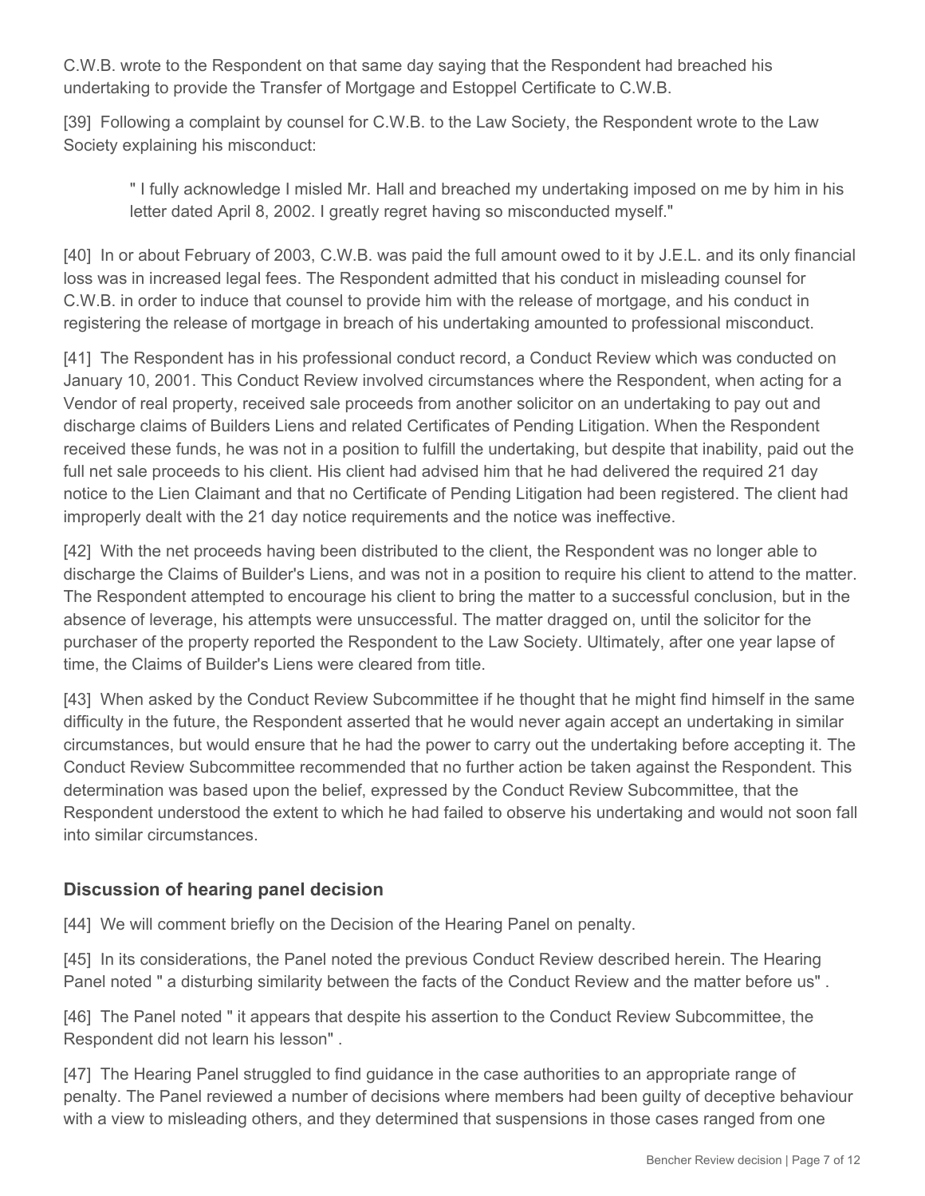C.W.B. wrote to the Respondent on that same day saying that the Respondent had breached his undertaking to provide the Transfer of Mortgage and Estoppel Certificate to C.W.B.

[39] Following a complaint by counsel for C.W.B. to the Law Society, the Respondent wrote to the Law Society explaining his misconduct:

> " I fully acknowledge I misled Mr. Hall and breached my undertaking imposed on me by him in his letter dated April 8, 2002. I greatly regret having so misconducted myself."

[40] In or about February of 2003, C.W.B. was paid the full amount owed to it by J.E.L. and its only financial loss was in increased legal fees. The Respondent admitted that his conduct in misleading counsel for C.W.B. in order to induce that counsel to provide him with the release of mortgage, and his conduct in registering the release of mortgage in breach of his undertaking amounted to professional misconduct.

[41] The Respondent has in his professional conduct record, a Conduct Review which was conducted on January 10, 2001. This Conduct Review involved circumstances where the Respondent, when acting for a Vendor of real property, received sale proceeds from another solicitor on an undertaking to pay out and discharge claims of Builders Liens and related Certificates of Pending Litigation. When the Respondent received these funds, he was not in a position to fulfill the undertaking, but despite that inability, paid out the full net sale proceeds to his client. His client had advised him that he had delivered the required 21 day notice to the Lien Claimant and that no Certificate of Pending Litigation had been registered. The client had improperly dealt with the 21 day notice requirements and the notice was ineffective.

[42] With the net proceeds having been distributed to the client, the Respondent was no longer able to discharge the Claims of Builder's Liens, and was not in a position to require his client to attend to the matter. The Respondent attempted to encourage his client to bring the matter to a successful conclusion, but in the absence of leverage, his attempts were unsuccessful. The matter dragged on, until the solicitor for the purchaser of the property reported the Respondent to the Law Society. Ultimately, after one year lapse of time, the Claims of Builder's Liens were cleared from title.

[43] When asked by the Conduct Review Subcommittee if he thought that he might find himself in the same difficulty in the future, the Respondent asserted that he would never again accept an undertaking in similar circumstances, but would ensure that he had the power to carry out the undertaking before accepting it. The Conduct Review Subcommittee recommended that no further action be taken against the Respondent. This determination was based upon the belief, expressed by the Conduct Review Subcommittee, that the Respondent understood the extent to which he had failed to observe his undertaking and would not soon fall into similar circumstances.

## Discussion of hearing panel decision

[44] We will comment briefly on the Decision of the Hearing Panel on penalty.

[45] In its considerations, the Panel noted the previous Conduct Review described herein. The Hearing Panel noted " a disturbing similarity between the facts of the Conduct Review and the matter before us" .

[46] The Panel noted " it appears that despite his assertion to the Conduct Review Subcommittee, the Respondent did not learn his lesson" .

[47] The Hearing Panel struggled to find guidance in the case authorities to an appropriate range of penalty. The Panel reviewed a number of decisions where members had been guilty of deceptive behaviour with a view to misleading others, and they determined that suspensions in those cases ranged from one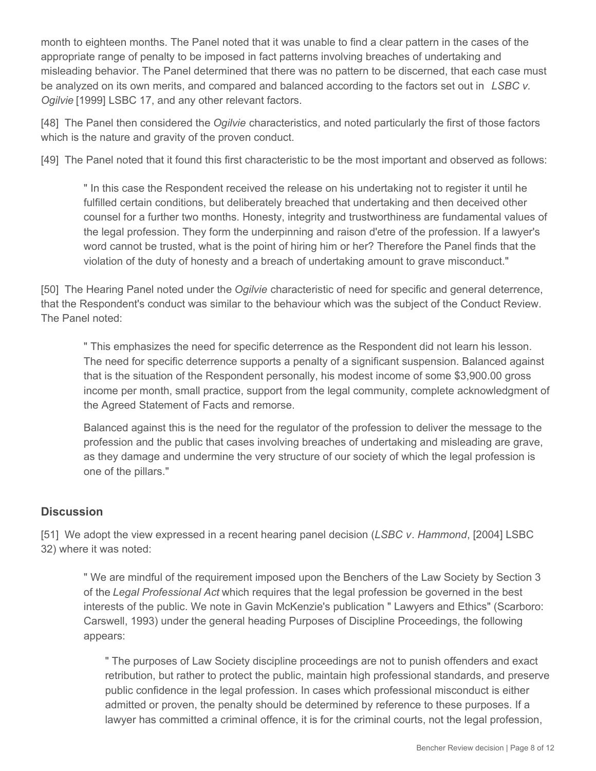month to eighteen months. The Panel noted that it was unable to find a clear pattern in the cases of the appropriate range of penalty to be imposed in fact patterns involving breaches of undertaking and misleading behavior. The Panel determined that there was no pattern to be discerned, that each case must be analyzed on its own merits, and compared and balanced according to the factors set out in *LSBC v. Ogilvie* [1999] LSBC 17, and any other relevant factors.

[48] The Panel then considered the *Ogilvie* characteristics, and noted particularly the first of those factors which is the nature and gravity of the proven conduct.

[49] The Panel noted that it found this first characteristic to be the most important and observed as follows:

> " In this case the Respondent received the release on his undertaking not to register it until he fulfilled certain conditions, but deliberately breached that undertaking and then deceived other counsel for a further two months. Honesty, integrity and trustworthiness are fundamental values of the legal profession. They form the underpinning and raison d'etre of the profession. If a lawyer's word cannot be trusted, what is the point of hiring him or her? Therefore the Panel finds that the violation of the duty of honesty and a breach of undertaking amount to grave misconduct."

[50] The Hearing Panel noted under the *Ogilvie* characteristic of need for specific and general deterrence, that the Respondent's conduct was similar to the behaviour which was the subject of the Conduct Review. The Panel noted:

> " This emphasizes the need for specific deterrence as the Respondent did not learn his lesson. The need for specific deterrence supports a penalty of a significant suspension. Balanced against that is the situation of the Respondent personally, his modest income of some $3,900.00 gross income per month, small practice, support from the legal community, complete acknowledgment of the Agreed Statement of Facts and remorse.
>
> Balanced against this is the need for the regulator of the profession to deliver the message to the profession and the public that cases involving breaches of undertaking and misleading are grave, as they damage and undermine the very structure of our society of which the legal profession is one of the pillars."

## Discussion

[51] We adopt the view expressed in a recent hearing panel decision (*LSBC v. Hammond*, [2004] LSBC 32) where it was noted:

> " We are mindful of the requirement imposed upon the Benchers of the Law Society by Section 3 of the *Legal Professional Act* which requires that the legal profession be governed in the best interests of the public. We note in Gavin McKenzie's publication " Lawyers and Ethics" (Scarboro: Carswell, 1993) under the general heading Purposes of Discipline Proceedings, the following appears:
>
> > " The purposes of Law Society discipline proceedings are not to punish offenders and exact retribution, but rather to protect the public, maintain high professional standards, and preserve public confidence in the legal profession. In cases which professional misconduct is either admitted or proven, the penalty should be determined by reference to these purposes. If a lawyer has committed a criminal offence, it is for the criminal courts, not the legal profession,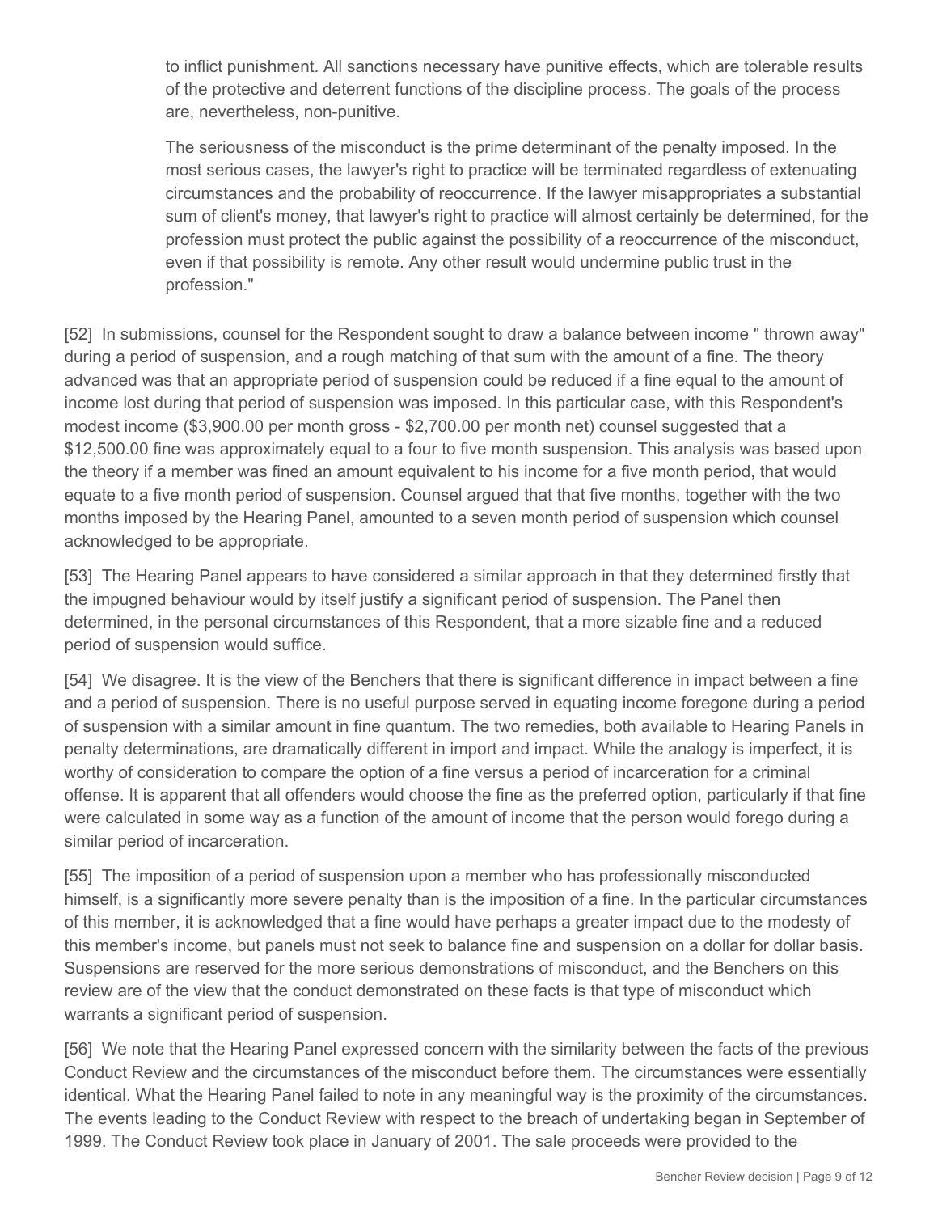> to inflict punishment. All sanctions necessary have punitive effects, which are tolerable results of the protective and deterrent functions of the discipline process. The goals of the process are, nevertheless, non-punitive.
>
> The seriousness of the misconduct is the prime determinant of the penalty imposed. In the most serious cases, the lawyer's right to practice will be terminated regardless of extenuating circumstances and the probability of reoccurrence. If the lawyer misappropriates a substantial sum of client's money, that lawyer's right to practice will almost certainly be determined, for the profession must protect the public against the possibility of a reoccurrence of the misconduct, even if that possibility is remote. Any other result would undermine public trust in the profession."

[52] In submissions, counsel for the Respondent sought to draw a balance between income " thrown away" during a period of suspension, and a rough matching of that sum with the amount of a fine. The theory advanced was that an appropriate period of suspension could be reduced if a fine equal to the amount of income lost during that period of suspension was imposed. In this particular case, with this Respondent's modest income ($3,900.00 per month gross - $2,700.00 per month net) counsel suggested that a $12,500.00 fine was approximately equal to a four to five month suspension. This analysis was based upon the theory if a member was fined an amount equivalent to his income for a five month period, that would equate to a five month period of suspension. Counsel argued that that five months, together with the two months imposed by the Hearing Panel, amounted to a seven month period of suspension which counsel acknowledged to be appropriate.

[53] The Hearing Panel appears to have considered a similar approach in that they determined firstly that the impugned behaviour would by itself justify a significant period of suspension. The Panel then determined, in the personal circumstances of this Respondent, that a more sizable fine and a reduced period of suspension would suffice.

[54] We disagree. It is the view of the Benchers that there is significant difference in impact between a fine and a period of suspension. There is no useful purpose served in equating income foregone during a period of suspension with a similar amount in fine quantum. The two remedies, both available to Hearing Panels in penalty determinations, are dramatically different in import and impact. While the analogy is imperfect, it is worthy of consideration to compare the option of a fine versus a period of incarceration for a criminal offense. It is apparent that all offenders would choose the fine as the preferred option, particularly if that fine were calculated in some way as a function of the amount of income that the person would forego during a similar period of incarceration.

[55] The imposition of a period of suspension upon a member who has professionally misconducted himself, is a significantly more severe penalty than is the imposition of a fine. In the particular circumstances of this member, it is acknowledged that a fine would have perhaps a greater impact due to the modesty of this member's income, but panels must not seek to balance fine and suspension on a dollar for dollar basis. Suspensions are reserved for the more serious demonstrations of misconduct, and the Benchers on this review are of the view that the conduct demonstrated on these facts is that type of misconduct which warrants a significant period of suspension.

[56] We note that the Hearing Panel expressed concern with the similarity between the facts of the previous Conduct Review and the circumstances of the misconduct before them. The circumstances were essentially identical. What the Hearing Panel failed to note in any meaningful way is the proximity of the circumstances. The events leading to the Conduct Review with respect to the breach of undertaking began in September of 1999. The Conduct Review took place in January of 2001. The sale proceeds were provided to the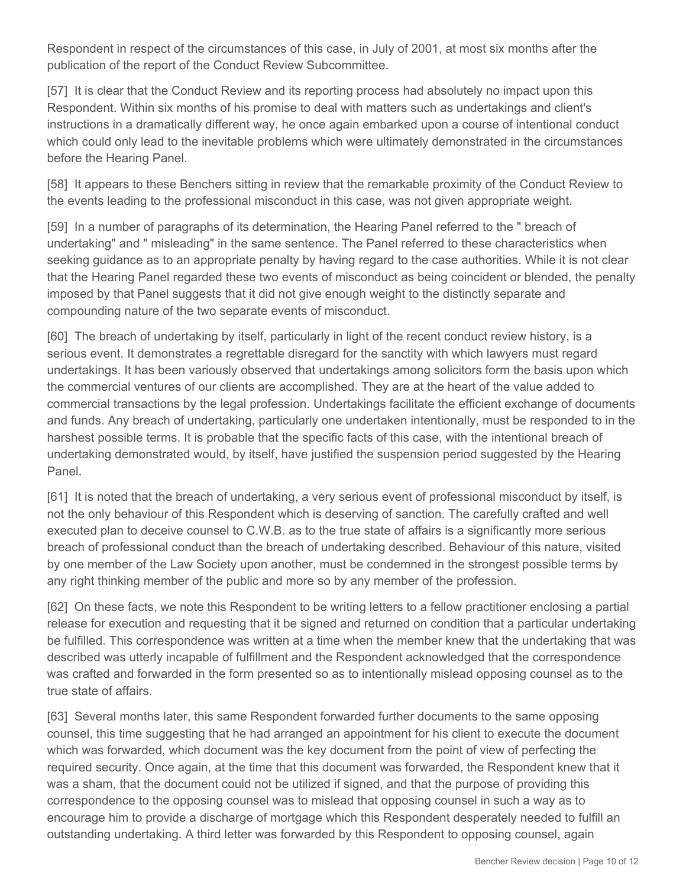Respondent in respect of the circumstances of this case, in July of 2001, at most six months after the publication of the report of the Conduct Review Subcommittee.

[57] It is clear that the Conduct Review and its reporting process had absolutely no impact upon this Respondent. Within six months of his promise to deal with matters such as undertakings and client's instructions in a dramatically different way, he once again embarked upon a course of intentional conduct which could only lead to the inevitable problems which were ultimately demonstrated in the circumstances before the Hearing Panel.

[58] It appears to these Benchers sitting in review that the remarkable proximity of the Conduct Review to the events leading to the professional misconduct in this case, was not given appropriate weight.

[59] In a number of paragraphs of its determination, the Hearing Panel referred to the " breach of undertaking" and " misleading" in the same sentence. The Panel referred to these characteristics when seeking guidance as to an appropriate penalty by having regard to the case authorities. While it is not clear that the Hearing Panel regarded these two events of misconduct as being coincident or blended, the penalty imposed by that Panel suggests that it did not give enough weight to the distinctly separate and compounding nature of the two separate events of misconduct.

[60] The breach of undertaking by itself, particularly in light of the recent conduct review history, is a serious event. It demonstrates a regrettable disregard for the sanctity with which lawyers must regard undertakings. It has been variously observed that undertakings among solicitors form the basis upon which the commercial ventures of our clients are accomplished. They are at the heart of the value added to commercial transactions by the legal profession. Undertakings facilitate the efficient exchange of documents and funds. Any breach of undertaking, particularly one undertaken intentionally, must be responded to in the harshest possible terms. It is probable that the specific facts of this case, with the intentional breach of undertaking demonstrated would, by itself, have justified the suspension period suggested by the Hearing Panel.

[61] It is noted that the breach of undertaking, a very serious event of professional misconduct by itself, is not the only behaviour of this Respondent which is deserving of sanction. The carefully crafted and well executed plan to deceive counsel to C.W.B. as to the true state of affairs is a significantly more serious breach of professional conduct than the breach of undertaking described. Behaviour of this nature, visited by one member of the Law Society upon another, must be condemned in the strongest possible terms by any right thinking member of the public and more so by any member of the profession.

[62] On these facts, we note this Respondent to be writing letters to a fellow practitioner enclosing a partial release for execution and requesting that it be signed and returned on condition that a particular undertaking be fulfilled. This correspondence was written at a time when the member knew that the undertaking that was described was utterly incapable of fulfillment and the Respondent acknowledged that the correspondence was crafted and forwarded in the form presented so as to intentionally mislead opposing counsel as to the true state of affairs.

[63] Several months later, this same Respondent forwarded further documents to the same opposing counsel, this time suggesting that he had arranged an appointment for his client to execute the document which was forwarded, which document was the key document from the point of view of perfecting the required security. Once again, at the time that this document was forwarded, the Respondent knew that it was a sham, that the document could not be utilized if signed, and that the purpose of providing this correspondence to the opposing counsel was to mislead that opposing counsel in such a way as to encourage him to provide a discharge of mortgage which this Respondent desperately needed to fulfill an outstanding undertaking. A third letter was forwarded by this Respondent to opposing counsel, again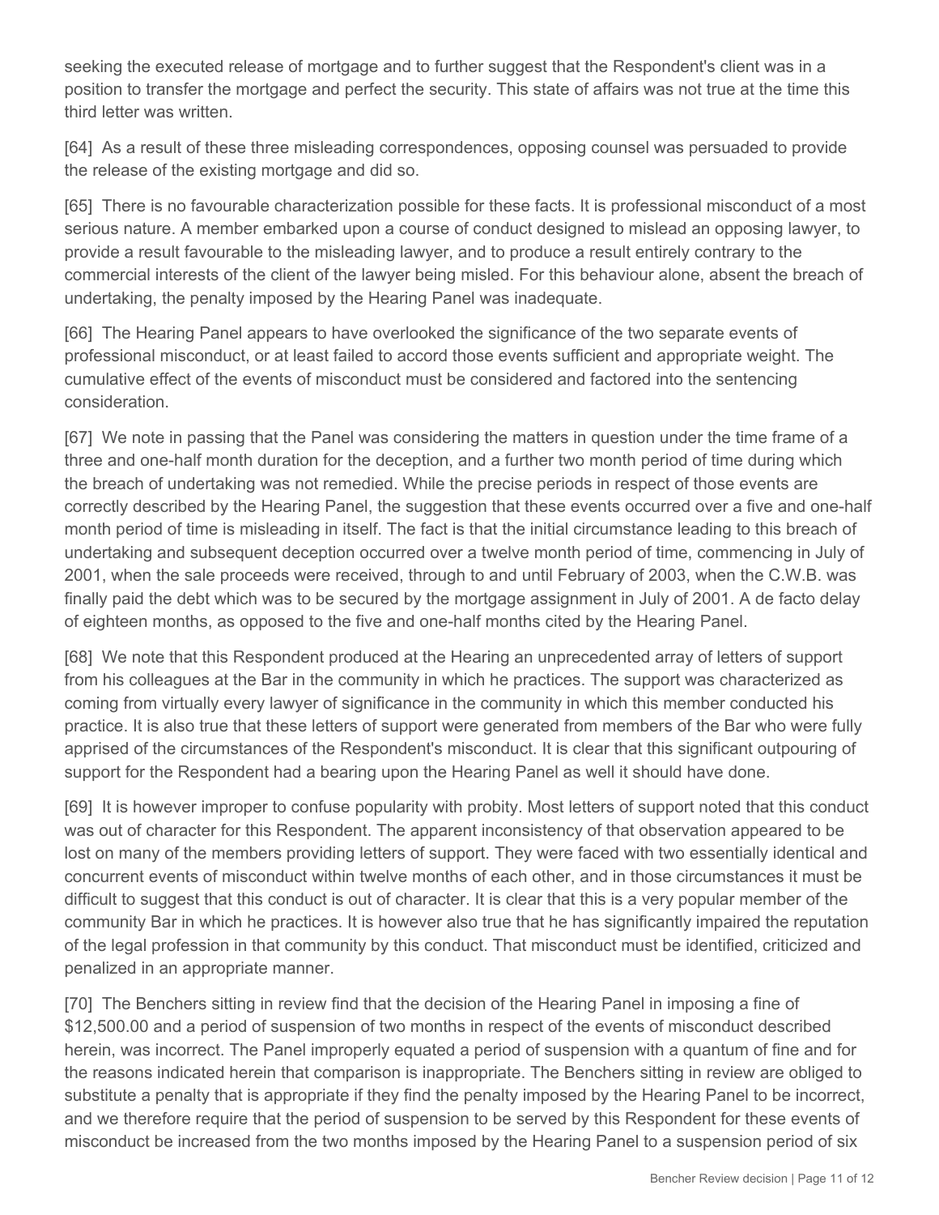seeking the executed release of mortgage and to further suggest that the Respondent's client was in a position to transfer the mortgage and perfect the security. This state of affairs was not true at the time this third letter was written.

[64] As a result of these three misleading correspondences, opposing counsel was persuaded to provide the release of the existing mortgage and did so.

[65] There is no favourable characterization possible for these facts. It is professional misconduct of a most serious nature. A member embarked upon a course of conduct designed to mislead an opposing lawyer, to provide a result favourable to the misleading lawyer, and to produce a result entirely contrary to the commercial interests of the client of the lawyer being misled. For this behaviour alone, absent the breach of undertaking, the penalty imposed by the Hearing Panel was inadequate.

[66] The Hearing Panel appears to have overlooked the significance of the two separate events of professional misconduct, or at least failed to accord those events sufficient and appropriate weight. The cumulative effect of the events of misconduct must be considered and factored into the sentencing consideration.

[67] We note in passing that the Panel was considering the matters in question under the time frame of a three and one-half month duration for the deception, and a further two month period of time during which the breach of undertaking was not remedied. While the precise periods in respect of those events are correctly described by the Hearing Panel, the suggestion that these events occurred over a five and one-half month period of time is misleading in itself. The fact is that the initial circumstance leading to this breach of undertaking and subsequent deception occurred over a twelve month period of time, commencing in July of 2001, when the sale proceeds were received, through to and until February of 2003, when the C.W.B. was finally paid the debt which was to be secured by the mortgage assignment in July of 2001. A de facto delay of eighteen months, as opposed to the five and one-half months cited by the Hearing Panel.

[68] We note that this Respondent produced at the Hearing an unprecedented array of letters of support from his colleagues at the Bar in the community in which he practices. The support was characterized as coming from virtually every lawyer of significance in the community in which this member conducted his practice. It is also true that these letters of support were generated from members of the Bar who were fully apprised of the circumstances of the Respondent's misconduct. It is clear that this significant outpouring of support for the Respondent had a bearing upon the Hearing Panel as well it should have done.

[69] It is however improper to confuse popularity with probity. Most letters of support noted that this conduct was out of character for this Respondent. The apparent inconsistency of that observation appeared to be lost on many of the members providing letters of support. They were faced with two essentially identical and concurrent events of misconduct within twelve months of each other, and in those circumstances it must be difficult to suggest that this conduct is out of character. It is clear that this is a very popular member of the community Bar in which he practices. It is however also true that he has significantly impaired the reputation of the legal profession in that community by this conduct. That misconduct must be identified, criticized and penalized in an appropriate manner.

[70] The Benchers sitting in review find that the decision of the Hearing Panel in imposing a fine of $12,500.00 and a period of suspension of two months in respect of the events of misconduct described herein, was incorrect. The Panel improperly equated a period of suspension with a quantum of fine and for the reasons indicated herein that comparison is inappropriate. The Benchers sitting in review are obliged to substitute a penalty that is appropriate if they find the penalty imposed by the Hearing Panel to be incorrect, and we therefore require that the period of suspension to be served by this Respondent for these events of misconduct be increased from the two months imposed by the Hearing Panel to a suspension period of six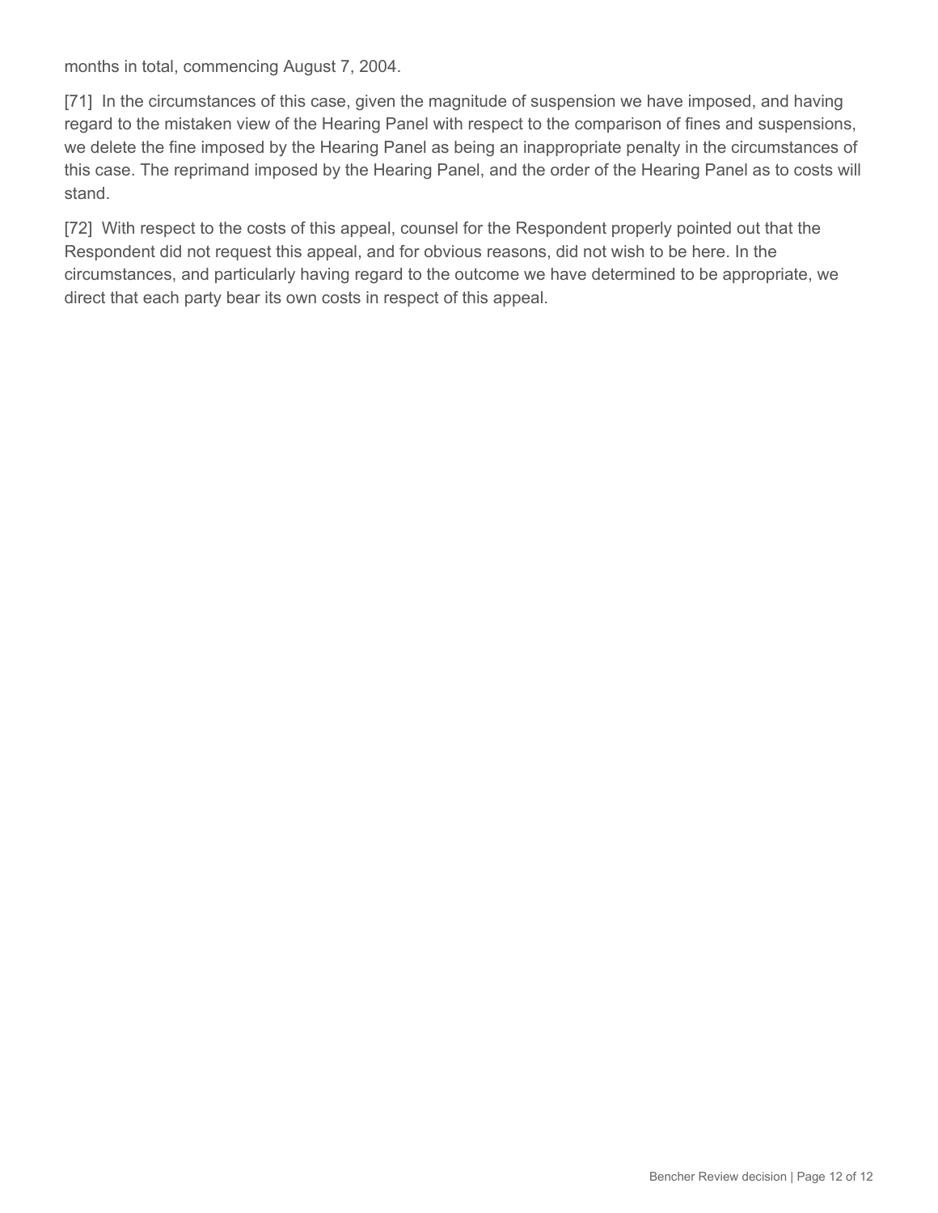months in total, commencing August 7, 2004.

[71] In the circumstances of this case, given the magnitude of suspension we have imposed, and having regard to the mistaken view of the Hearing Panel with respect to the comparison of fines and suspensions, we delete the fine imposed by the Hearing Panel as being an inappropriate penalty in the circumstances of this case. The reprimand imposed by the Hearing Panel, and the order of the Hearing Panel as to costs will stand.

[72] With respect to the costs of this appeal, counsel for the Respondent properly pointed out that the Respondent did not request this appeal, and for obvious reasons, did not wish to be here. In the circumstances, and particularly having regard to the outcome we have determined to be appropriate, we direct that each party bear its own costs in respect of this appeal.